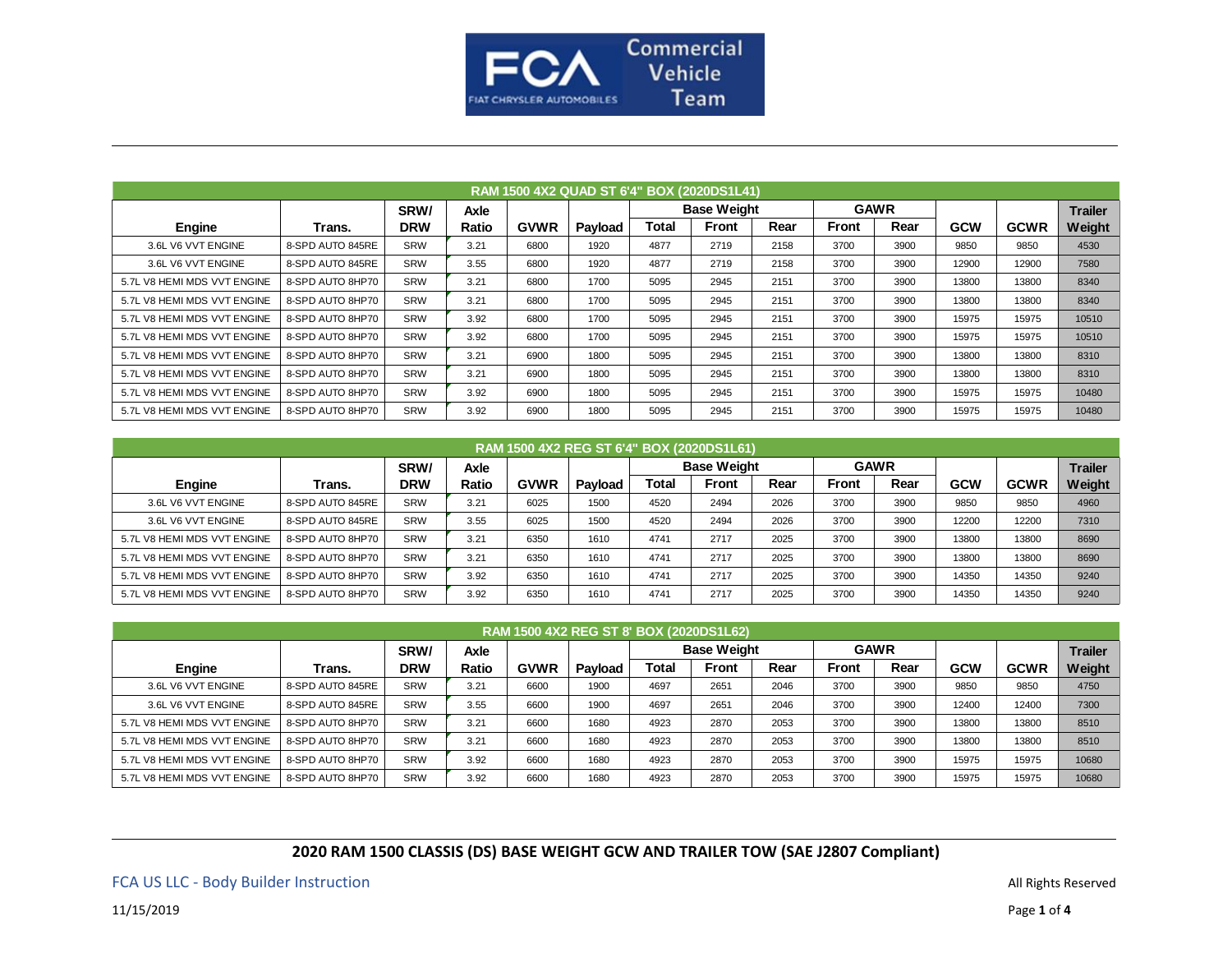FCA Commercial Vehicle Team

FIAT CHRYSLER AUTOMOBILES

| RAM 1500 4X2 QUAD ST 6'4" BOX (2020DS1L41) | | | | | | | | | | | | | |
|---|---|---|---|---|---|---|---|---|---|---|---|---|---|
| | | SRW/ | Axle | | | Base Weight | | | GAWR | | | | Trailer |
| Engine | Trans. | DRW | Ratio | GVWR | Payload | Total | Front | Rear | Front | Rear | GCW | GCWR | Weight |
| 3.6L V6 VVT ENGINE | 8-SPD AUTO 845RE | SRW | 3.21 | 6800 | 1920 | 4877 | 2719 | 2158 | 3700 | 3900 | 9850 | 9850 | 4530 |
| 3.6L V6 VVT ENGINE | 8-SPD AUTO 845RE | SRW | 3.55 | 6800 | 1920 | 4877 | 2719 | 2158 | 3700 | 3900 | 12900 | 12900 | 7580 |
| 5.7L V8 HEMI MDS VVT ENGINE | 8-SPD AUTO 8HP70 | SRW | 3.21 | 6800 | 1700 | 5095 | 2945 | 2151 | 3700 | 3900 | 13800 | 13800 | 8340 |
| 5.7L V8 HEMI MDS VVT ENGINE | 8-SPD AUTO 8HP70 | SRW | 3.21 | 6800 | 1700 | 5095 | 2945 | 2151 | 3700 | 3900 | 13800 | 13800 | 8340 |
| 5.7L V8 HEMI MDS VVT ENGINE | 8-SPD AUTO 8HP70 | SRW | 3.92 | 6800 | 1700 | 5095 | 2945 | 2151 | 3700 | 3900 | 15975 | 15975 | 10510 |
| 5.7L V8 HEMI MDS VVT ENGINE | 8-SPD AUTO 8HP70 | SRW | 3.92 | 6800 | 1700 | 5095 | 2945 | 2151 | 3700 | 3900 | 15975 | 15975 | 10510 |
| 5.7L V8 HEMI MDS VVT ENGINE | 8-SPD AUTO 8HP70 | SRW | 3.21 | 6900 | 1800 | 5095 | 2945 | 2151 | 3700 | 3900 | 13800 | 13800 | 8310 |
| 5.7L V8 HEMI MDS VVT ENGINE | 8-SPD AUTO 8HP70 | SRW | 3.21 | 6900 | 1800 | 5095 | 2945 | 2151 | 3700 | 3900 | 13800 | 13800 | 8310 |
| 5.7L V8 HEMI MDS VVT ENGINE | 8-SPD AUTO 8HP70 | SRW | 3.92 | 6900 | 1800 | 5095 | 2945 | 2151 | 3700 | 3900 | 15975 | 15975 | 10480 |
| 5.7L V8 HEMI MDS VVT ENGINE | 8-SPD AUTO 8HP70 | SRW | 3.92 | 6900 | 1800 | 5095 | 2945 | 2151 | 3700 | 3900 | 15975 | 15975 | 10480 |

| RAM 1500 4X2 REG ST 6'4" BOX (2020DS1L61) | | | | | | | | | | | | | |
|---|---|---|---|---|---|---|---|---|---|---|---|---|---|
| | | SRW/ | Axle | | | Base Weight | | | GAWR | | | | Trailer |
| Engine | Trans. | DRW | Ratio | GVWR | Payload | Total | Front | Rear | Front | Rear | GCW | GCWR | Weight |
| 3.6L V6 VVT ENGINE | 8-SPD AUTO 845RE | SRW | 3.21 | 6025 | 1500 | 4520 | 2494 | 2026 | 3700 | 3900 | 9850 | 9850 | 4960 |
| 3.6L V6 VVT ENGINE | 8-SPD AUTO 845RE | SRW | 3.55 | 6025 | 1500 | 4520 | 2494 | 2026 | 3700 | 3900 | 12200 | 12200 | 7310 |
| 5.7L V8 HEMI MDS VVT ENGINE | 8-SPD AUTO 8HP70 | SRW | 3.21 | 6350 | 1610 | 4741 | 2717 | 2025 | 3700 | 3900 | 13800 | 13800 | 8690 |
| 5.7L V8 HEMI MDS VVT ENGINE | 8-SPD AUTO 8HP70 | SRW | 3.21 | 6350 | 1610 | 4741 | 2717 | 2025 | 3700 | 3900 | 13800 | 13800 | 8690 |
| 5.7L V8 HEMI MDS VVT ENGINE | 8-SPD AUTO 8HP70 | SRW | 3.92 | 6350 | 1610 | 4741 | 2717 | 2025 | 3700 | 3900 | 14350 | 14350 | 9240 |
| 5.7L V8 HEMI MDS VVT ENGINE | 8-SPD AUTO 8HP70 | SRW | 3.92 | 6350 | 1610 | 4741 | 2717 | 2025 | 3700 | 3900 | 14350 | 14350 | 9240 |

| RAM 1500 4X2 REG ST 8' BOX (2020DS1L62) | | | | | | | | | | | | | |
|---|---|---|---|---|---|---|---|---|---|---|---|---|---|
| | | SRW/ | Axle | | | Base Weight | | | GAWR | | | | Trailer |
| Engine | Trans. | DRW | Ratio | GVWR | Payload | Total | Front | Rear | Front | Rear | GCW | GCWR | Weight |
| 3.6L V6 VVT ENGINE | 8-SPD AUTO 845RE | SRW | 3.21 | 6600 | 1900 | 4697 | 2651 | 2046 | 3700 | 3900 | 9850 | 9850 | 4750 |
| 3.6L V6 VVT ENGINE | 8-SPD AUTO 845RE | SRW | 3.55 | 6600 | 1900 | 4697 | 2651 | 2046 | 3700 | 3900 | 12400 | 12400 | 7300 |
| 5.7L V8 HEMI MDS VVT ENGINE | 8-SPD AUTO 8HP70 | SRW | 3.21 | 6600 | 1680 | 4923 | 2870 | 2053 | 3700 | 3900 | 13800 | 13800 | 8510 |
| 5.7L V8 HEMI MDS VVT ENGINE | 8-SPD AUTO 8HP70 | SRW | 3.21 | 6600 | 1680 | 4923 | 2870 | 2053 | 3700 | 3900 | 13800 | 13800 | 8510 |
| 5.7L V8 HEMI MDS VVT ENGINE | 8-SPD AUTO 8HP70 | SRW | 3.92 | 6600 | 1680 | 4923 | 2870 | 2053 | 3700 | 3900 | 15975 | 15975 | 10680 |
| 5.7L V8 HEMI MDS VVT ENGINE | 8-SPD AUTO 8HP70 | SRW | 3.92 | 6600 | 1680 | 4923 | 2870 | 2053 | 3700 | 3900 | 15975 | 15975 | 10680 |

**2020 RAM 1500 CLASSIS (DS) BASE WEIGHT GCW AND TRAILER TOW (SAE J2807 Compliant)**

FCA US LLC - Body Builder Instruction

All Rights Reserved

11/15/2019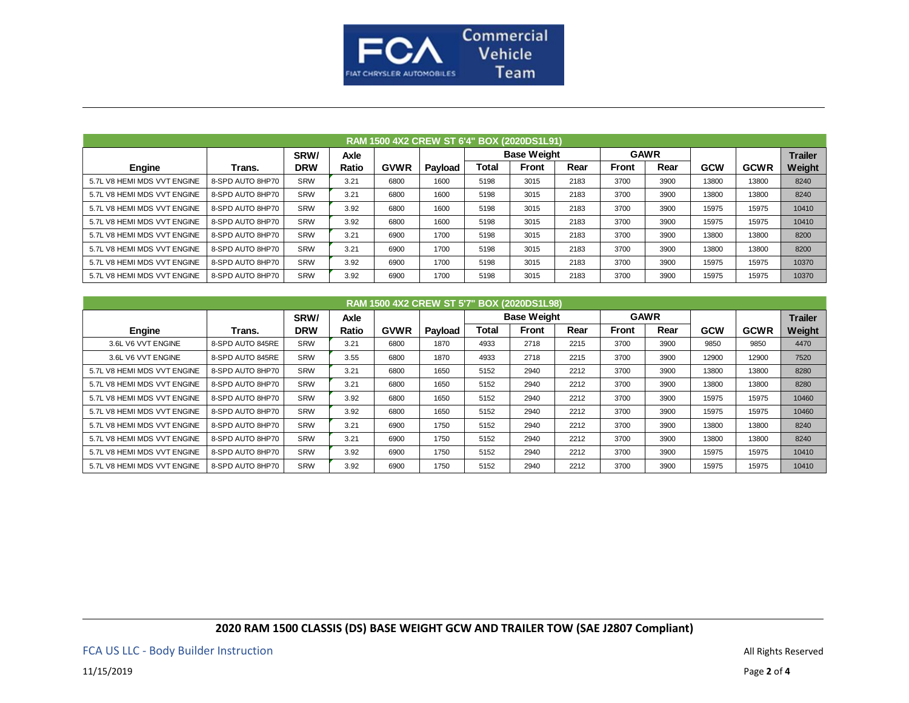| RAM 1500 4X2 CREW ST 6'4" BOX (2020DS1L91) | | | | | | | | | | | | | |
|---|---|---|---|---|---|---|---|---|---|---|---|---|---|
| Engine | Trans. | SRW/ DRW | Axle Ratio | GVWR | Payload | Base Weight | | | GAWR | | GCW | GCWR | Trailer Weight |
| | | | | | | Total | Front | Rear | Front | Rear | | | |
| 5.7L V8 HEMI MDS VVT ENGINE | 8-SPD AUTO 8HP70 | SRW | 3.21 | 6800 | 1600 | 5198 | 3015 | 2183 | 3700 | 3900 | 13800 | 13800 | 8240 |
| 5.7L V8 HEMI MDS VVT ENGINE | 8-SPD AUTO 8HP70 | SRW | 3.21 | 6800 | 1600 | 5198 | 3015 | 2183 | 3700 | 3900 | 13800 | 13800 | 8240 |
| 5.7L V8 HEMI MDS VVT ENGINE | 8-SPD AUTO 8HP70 | SRW | 3.92 | 6800 | 1600 | 5198 | 3015 | 2183 | 3700 | 3900 | 15975 | 15975 | 10410 |
| 5.7L V8 HEMI MDS VVT ENGINE | 8-SPD AUTO 8HP70 | SRW | 3.92 | 6800 | 1600 | 5198 | 3015 | 2183 | 3700 | 3900 | 15975 | 15975 | 10410 |
| 5.7L V8 HEMI MDS VVT ENGINE | 8-SPD AUTO 8HP70 | SRW | 3.21 | 6900 | 1700 | 5198 | 3015 | 2183 | 3700 | 3900 | 13800 | 13800 | 8200 |
| 5.7L V8 HEMI MDS VVT ENGINE | 8-SPD AUTO 8HP70 | SRW | 3.21 | 6900 | 1700 | 5198 | 3015 | 2183 | 3700 | 3900 | 13800 | 13800 | 8200 |
| 5.7L V8 HEMI MDS VVT ENGINE | 8-SPD AUTO 8HP70 | SRW | 3.92 | 6900 | 1700 | 5198 | 3015 | 2183 | 3700 | 3900 | 15975 | 15975 | 10370 |
| 5.7L V8 HEMI MDS VVT ENGINE | 8-SPD AUTO 8HP70 | SRW | 3.92 | 6900 | 1700 | 5198 | 3015 | 2183 | 3700 | 3900 | 15975 | 15975 | 10370 |

| RAM 1500 4X2 CREW ST 5'7" BOX (2020DS1L98) | | | | | | | | | | | | | |
|---|---|---|---|---|---|---|---|---|---|---|---|---|---|
| Engine | Trans. | SRW/ DRW | Axle Ratio | GVWR | Payload | Base Weight | | | GAWR | | GCW | GCWR | Trailer Weight |
| | | | | | | Total | Front | Rear | Front | Rear | | | |
| 3.6L V6 VVT ENGINE | 8-SPD AUTO 845RE | SRW | 3.21 | 6800 | 1870 | 4933 | 2718 | 2215 | 3700 | 3900 | 9850 | 9850 | 4470 |
| 3.6L V6 VVT ENGINE | 8-SPD AUTO 845RE | SRW | 3.55 | 6800 | 1870 | 4933 | 2718 | 2215 | 3700 | 3900 | 12900 | 12900 | 7520 |
| 5.7L V8 HEMI MDS VVT ENGINE | 8-SPD AUTO 8HP70 | SRW | 3.21 | 6800 | 1650 | 5152 | 2940 | 2212 | 3700 | 3900 | 13800 | 13800 | 8280 |
| 5.7L V8 HEMI MDS VVT ENGINE | 8-SPD AUTO 8HP70 | SRW | 3.21 | 6800 | 1650 | 5152 | 2940 | 2212 | 3700 | 3900 | 13800 | 13800 | 8280 |
| 5.7L V8 HEMI MDS VVT ENGINE | 8-SPD AUTO 8HP70 | SRW | 3.92 | 6800 | 1650 | 5152 | 2940 | 2212 | 3700 | 3900 | 15975 | 15975 | 10460 |
| 5.7L V8 HEMI MDS VVT ENGINE | 8-SPD AUTO 8HP70 | SRW | 3.92 | 6800 | 1650 | 5152 | 2940 | 2212 | 3700 | 3900 | 15975 | 15975 | 10460 |
| 5.7L V8 HEMI MDS VVT ENGINE | 8-SPD AUTO 8HP70 | SRW | 3.21 | 6900 | 1750 | 5152 | 2940 | 2212 | 3700 | 3900 | 13800 | 13800 | 8240 |
| 5.7L V8 HEMI MDS VVT ENGINE | 8-SPD AUTO 8HP70 | SRW | 3.21 | 6900 | 1750 | 5152 | 2940 | 2212 | 3700 | 3900 | 13800 | 13800 | 8240 |
| 5.7L V8 HEMI MDS VVT ENGINE | 8-SPD AUTO 8HP70 | SRW | 3.92 | 6900 | 1750 | 5152 | 2940 | 2212 | 3700 | 3900 | 15975 | 15975 | 10410 |
| 5.7L V8 HEMI MDS VVT ENGINE | 8-SPD AUTO 8HP70 | SRW | 3.92 | 6900 | 1750 | 5152 | 2940 | 2212 | 3700 | 3900 | 15975 | 15975 | 10410 |

**2020 RAM 1500 CLASSIS (DS) BASE WEIGHT GCW AND TRAILER TOW (SAE J2807 Compliant)**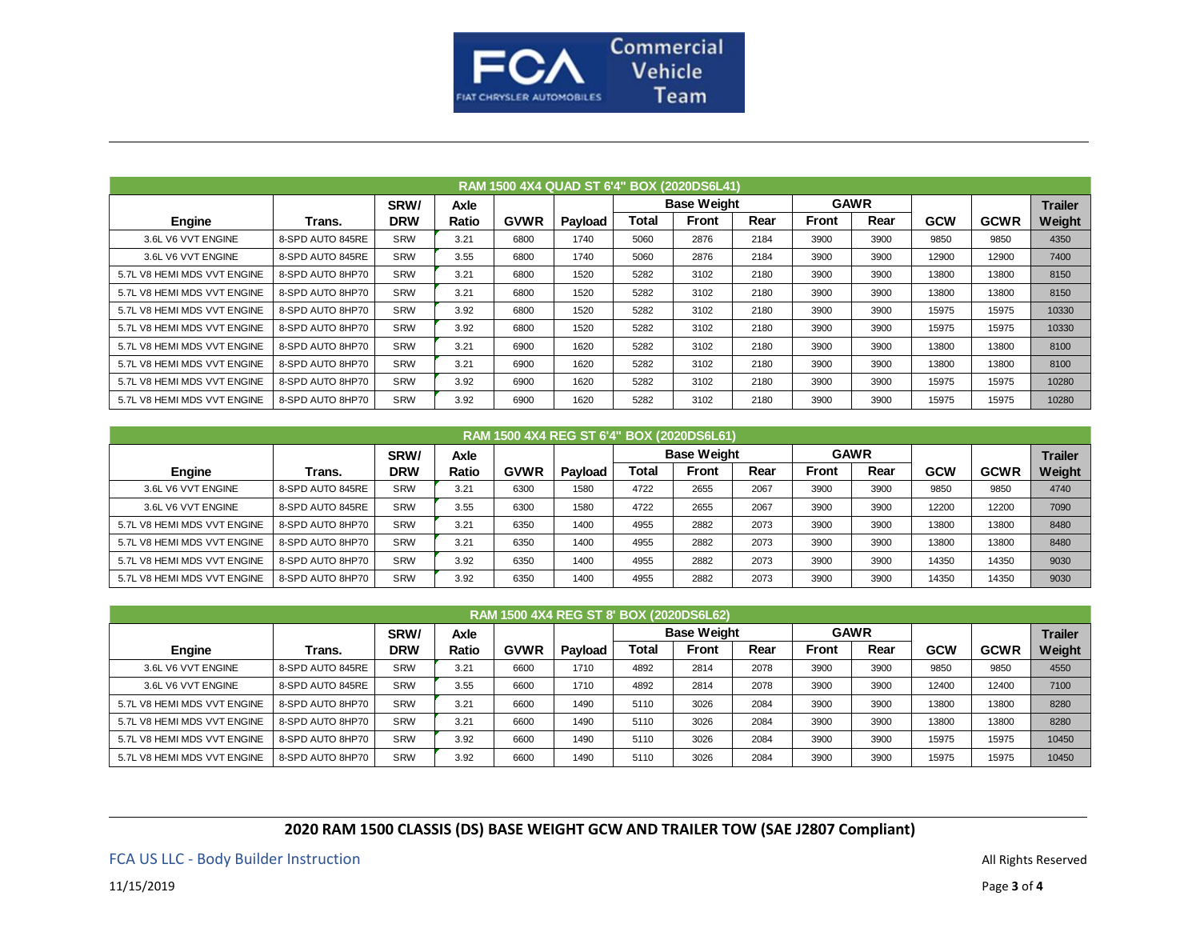| RAM 1500 4X4 QUAD ST 6'4" BOX (2020DS6L41) | | | | | | | | | | | | | |
|---|---|---|---|---|---|---|---|---|---|---|---|---|---|
| Engine | Trans. | SRW/ DRW | Axle Ratio | GVWR | Payload | Base Weight | | | GAWR | | GCW | GCWR | Trailer Weight |
| | | | | | | Total | Front | Rear | Front | Rear | | | |
| 3.6L V6 VVT ENGINE | 8-SPD AUTO 845RE | SRW | 3.21 | 6800 | 1740 | 5060 | 2876 | 2184 | 3900 | 3900 | 9850 | 9850 | 4350 |
| 3.6L V6 VVT ENGINE | 8-SPD AUTO 845RE | SRW | 3.55 | 6800 | 1740 | 5060 | 2876 | 2184 | 3900 | 3900 | 12900 | 12900 | 7400 |
| 5.7L V8 HEMI MDS VVT ENGINE | 8-SPD AUTO 8HP70 | SRW | 3.21 | 6800 | 1520 | 5282 | 3102 | 2180 | 3900 | 3900 | 13800 | 13800 | 8150 |
| 5.7L V8 HEMI MDS VVT ENGINE | 8-SPD AUTO 8HP70 | SRW | 3.21 | 6800 | 1520 | 5282 | 3102 | 2180 | 3900 | 3900 | 13800 | 13800 | 8150 |
| 5.7L V8 HEMI MDS VVT ENGINE | 8-SPD AUTO 8HP70 | SRW | 3.92 | 6800 | 1520 | 5282 | 3102 | 2180 | 3900 | 3900 | 15975 | 15975 | 10330 |
| 5.7L V8 HEMI MDS VVT ENGINE | 8-SPD AUTO 8HP70 | SRW | 3.92 | 6800 | 1520 | 5282 | 3102 | 2180 | 3900 | 3900 | 15975 | 15975 | 10330 |
| 5.7L V8 HEMI MDS VVT ENGINE | 8-SPD AUTO 8HP70 | SRW | 3.21 | 6900 | 1620 | 5282 | 3102 | 2180 | 3900 | 3900 | 13800 | 13800 | 8100 |
| 5.7L V8 HEMI MDS VVT ENGINE | 8-SPD AUTO 8HP70 | SRW | 3.21 | 6900 | 1620 | 5282 | 3102 | 2180 | 3900 | 3900 | 13800 | 13800 | 8100 |
| 5.7L V8 HEMI MDS VVT ENGINE | 8-SPD AUTO 8HP70 | SRW | 3.92 | 6900 | 1620 | 5282 | 3102 | 2180 | 3900 | 3900 | 15975 | 15975 | 10280 |
| 5.7L V8 HEMI MDS VVT ENGINE | 8-SPD AUTO 8HP70 | SRW | 3.92 | 6900 | 1620 | 5282 | 3102 | 2180 | 3900 | 3900 | 15975 | 15975 | 10280 |

| RAM 1500 4X4 REG ST 6'4" BOX (2020DS6L61) | | | | | | | | | | | | | |
|---|---|---|---|---|---|---|---|---|---|---|---|---|---|
| Engine | Trans. | SRW/ DRW | Axle Ratio | GVWR | Payload | Base Weight | | | GAWR | | GCW | GCWR | Trailer Weight |
| | | | | | | Total | Front | Rear | Front | Rear | | | |
| 3.6L V6 VVT ENGINE | 8-SPD AUTO 845RE | SRW | 3.21 | 6300 | 1580 | 4722 | 2655 | 2067 | 3900 | 3900 | 9850 | 9850 | 4740 |
| 3.6L V6 VVT ENGINE | 8-SPD AUTO 845RE | SRW | 3.55 | 6300 | 1580 | 4722 | 2655 | 2067 | 3900 | 3900 | 12200 | 12200 | 7090 |
| 5.7L V8 HEMI MDS VVT ENGINE | 8-SPD AUTO 8HP70 | SRW | 3.21 | 6350 | 1400 | 4955 | 2882 | 2073 | 3900 | 3900 | 13800 | 13800 | 8480 |
| 5.7L V8 HEMI MDS VVT ENGINE | 8-SPD AUTO 8HP70 | SRW | 3.21 | 6350 | 1400 | 4955 | 2882 | 2073 | 3900 | 3900 | 13800 | 13800 | 8480 |
| 5.7L V8 HEMI MDS VVT ENGINE | 8-SPD AUTO 8HP70 | SRW | 3.92 | 6350 | 1400 | 4955 | 2882 | 2073 | 3900 | 3900 | 14350 | 14350 | 9030 |
| 5.7L V8 HEMI MDS VVT ENGINE | 8-SPD AUTO 8HP70 | SRW | 3.92 | 6350 | 1400 | 4955 | 2882 | 2073 | 3900 | 3900 | 14350 | 14350 | 9030 |

| RAM 1500 4X4 REG ST 8' BOX (2020DS6L62) | | | | | | | | | | | | | |
|---|---|---|---|---|---|---|---|---|---|---|---|---|---|
| Engine | Trans. | SRW/ DRW | Axle Ratio | GVWR | Payload | Base Weight | | | GAWR | | GCW | GCWR | Trailer Weight |
| | | | | | | Total | Front | Rear | Front | Rear | | | |
| 3.6L V6 VVT ENGINE | 8-SPD AUTO 845RE | SRW | 3.21 | 6600 | 1710 | 4892 | 2814 | 2078 | 3900 | 3900 | 9850 | 9850 | 4550 |
| 3.6L V6 VVT ENGINE | 8-SPD AUTO 845RE | SRW | 3.55 | 6600 | 1710 | 4892 | 2814 | 2078 | 3900 | 3900 | 12400 | 12400 | 7100 |
| 5.7L V8 HEMI MDS VVT ENGINE | 8-SPD AUTO 8HP70 | SRW | 3.21 | 6600 | 1490 | 5110 | 3026 | 2084 | 3900 | 3900 | 13800 | 13800 | 8280 |
| 5.7L V8 HEMI MDS VVT ENGINE | 8-SPD AUTO 8HP70 | SRW | 3.21 | 6600 | 1490 | 5110 | 3026 | 2084 | 3900 | 3900 | 13800 | 13800 | 8280 |
| 5.7L V8 HEMI MDS VVT ENGINE | 8-SPD AUTO 8HP70 | SRW | 3.92 | 6600 | 1490 | 5110 | 3026 | 2084 | 3900 | 3900 | 15975 | 15975 | 10450 |
| 5.7L V8 HEMI MDS VVT ENGINE | 8-SPD AUTO 8HP70 | SRW | 3.92 | 6600 | 1490 | 5110 | 3026 | 2084 | 3900 | 3900 | 15975 | 15975 | 10450 |

**2020 RAM 1500 CLASSIS (DS) BASE WEIGHT GCW AND TRAILER TOW (SAE J2807 Compliant)**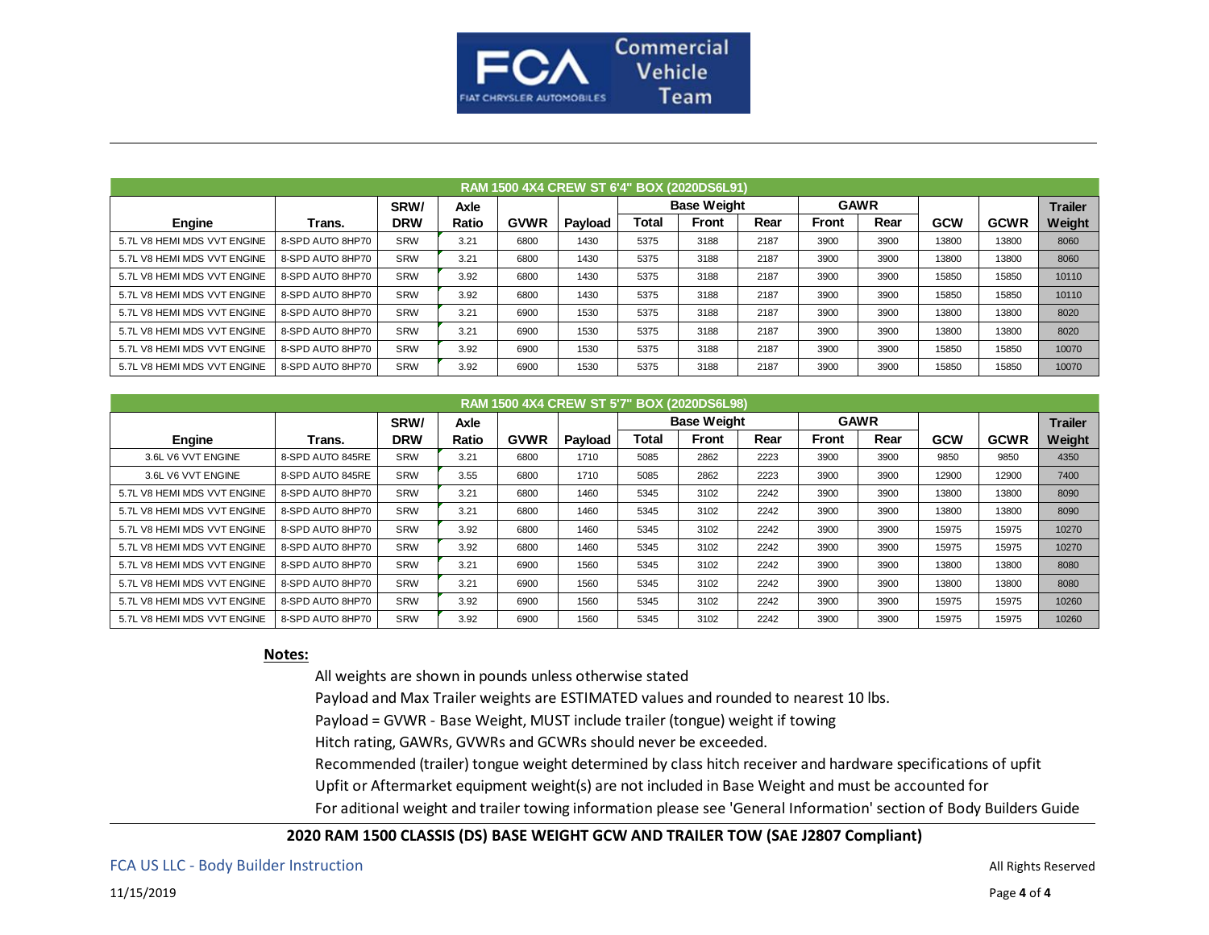| RAM 1500 4X4 CREW ST 6'4" BOX (2020DS6L91) | | | | | | | | | | | | | |
|---|---|---|---|---|---|---|---|---|---|---|---|---|---|
| Engine | Trans. | SRW/ DRW | Axle Ratio | GVWR | Payload | Base Weight | | | GAWR | | GCW | GCWR | Trailer Weight |
| | | | | | | Total | Front | Rear | Front | Rear | | | |
| 5.7L V8 HEMI MDS VVT ENGINE | 8-SPD AUTO 8HP70 | SRW | 3.21 | 6800 | 1430 | 5375 | 3188 | 2187 | 3900 | 3900 | 13800 | 13800 | 8060 |
| 5.7L V8 HEMI MDS VVT ENGINE | 8-SPD AUTO 8HP70 | SRW | 3.21 | 6800 | 1430 | 5375 | 3188 | 2187 | 3900 | 3900 | 13800 | 13800 | 8060 |
| 5.7L V8 HEMI MDS VVT ENGINE | 8-SPD AUTO 8HP70 | SRW | 3.92 | 6800 | 1430 | 5375 | 3188 | 2187 | 3900 | 3900 | 15850 | 15850 | 10110 |
| 5.7L V8 HEMI MDS VVT ENGINE | 8-SPD AUTO 8HP70 | SRW | 3.92 | 6800 | 1430 | 5375 | 3188 | 2187 | 3900 | 3900 | 15850 | 15850 | 10110 |
| 5.7L V8 HEMI MDS VVT ENGINE | 8-SPD AUTO 8HP70 | SRW | 3.21 | 6900 | 1530 | 5375 | 3188 | 2187 | 3900 | 3900 | 13800 | 13800 | 8020 |
| 5.7L V8 HEMI MDS VVT ENGINE | 8-SPD AUTO 8HP70 | SRW | 3.21 | 6900 | 1530 | 5375 | 3188 | 2187 | 3900 | 3900 | 13800 | 13800 | 8020 |
| 5.7L V8 HEMI MDS VVT ENGINE | 8-SPD AUTO 8HP70 | SRW | 3.92 | 6900 | 1530 | 5375 | 3188 | 2187 | 3900 | 3900 | 15850 | 15850 | 10070 |
| 5.7L V8 HEMI MDS VVT ENGINE | 8-SPD AUTO 8HP70 | SRW | 3.92 | 6900 | 1530 | 5375 | 3188 | 2187 | 3900 | 3900 | 15850 | 15850 | 10070 |

| RAM 1500 4X4 CREW ST 5'7" BOX (2020DS6L98) | | | | | | | | | | | | | |
|---|---|---|---|---|---|---|---|---|---|---|---|---|---|
| Engine | Trans. | SRW/ DRW | Axle Ratio | GVWR | Payload | Base Weight | | | GAWR | | GCW | GCWR | Trailer Weight |
| | | | | | | Total | Front | Rear | Front | Rear | | | |
| 3.6L V6 VVT ENGINE | 8-SPD AUTO 845RE | SRW | 3.21 | 6800 | 1710 | 5085 | 2862 | 2223 | 3900 | 3900 | 9850 | 9850 | 4350 |
| 3.6L V6 VVT ENGINE | 8-SPD AUTO 845RE | SRW | 3.55 | 6800 | 1710 | 5085 | 2862 | 2223 | 3900 | 3900 | 12900 | 12900 | 7400 |
| 5.7L V8 HEMI MDS VVT ENGINE | 8-SPD AUTO 8HP70 | SRW | 3.21 | 6800 | 1460 | 5345 | 3102 | 2242 | 3900 | 3900 | 13800 | 13800 | 8090 |
| 5.7L V8 HEMI MDS VVT ENGINE | 8-SPD AUTO 8HP70 | SRW | 3.21 | 6800 | 1460 | 5345 | 3102 | 2242 | 3900 | 3900 | 13800 | 13800 | 8090 |
| 5.7L V8 HEMI MDS VVT ENGINE | 8-SPD AUTO 8HP70 | SRW | 3.92 | 6800 | 1460 | 5345 | 3102 | 2242 | 3900 | 3900 | 15975 | 15975 | 10270 |
| 5.7L V8 HEMI MDS VVT ENGINE | 8-SPD AUTO 8HP70 | SRW | 3.92 | 6800 | 1460 | 5345 | 3102 | 2242 | 3900 | 3900 | 15975 | 15975 | 10270 |
| 5.7L V8 HEMI MDS VVT ENGINE | 8-SPD AUTO 8HP70 | SRW | 3.21 | 6900 | 1560 | 5345 | 3102 | 2242 | 3900 | 3900 | 13800 | 13800 | 8080 |
| 5.7L V8 HEMI MDS VVT ENGINE | 8-SPD AUTO 8HP70 | SRW | 3.21 | 6900 | 1560 | 5345 | 3102 | 2242 | 3900 | 3900 | 13800 | 13800 | 8080 |
| 5.7L V8 HEMI MDS VVT ENGINE | 8-SPD AUTO 8HP70 | SRW | 3.92 | 6900 | 1560 | 5345 | 3102 | 2242 | 3900 | 3900 | 15975 | 15975 | 10260 |
| 5.7L V8 HEMI MDS VVT ENGINE | 8-SPD AUTO 8HP70 | SRW | 3.92 | 6900 | 1560 | 5345 | 3102 | 2242 | 3900 | 3900 | 15975 | 15975 | 10260 |

**Notes:**

All weights are shown in pounds unless otherwise stated

Payload and Max Trailer weights are ESTIMATED values and rounded to nearest 10 lbs.

Payload = GVWR - Base Weight, MUST include trailer (tongue) weight if towing

Hitch rating, GAWRs, GVWRs and GCWRs should never be exceeded.

Recommended (trailer) tongue weight determined by class hitch receiver and hardware specifications of upfit

Upfit or Aftermarket equipment weight(s) are not included in Base Weight and must be accounted for

For aditional weight and trailer towing information please see 'General Information' section of Body Builders Guide

**2020 RAM 1500 CLASSIS (DS) BASE WEIGHT GCW AND TRAILER TOW (SAE J2807 Compliant)**